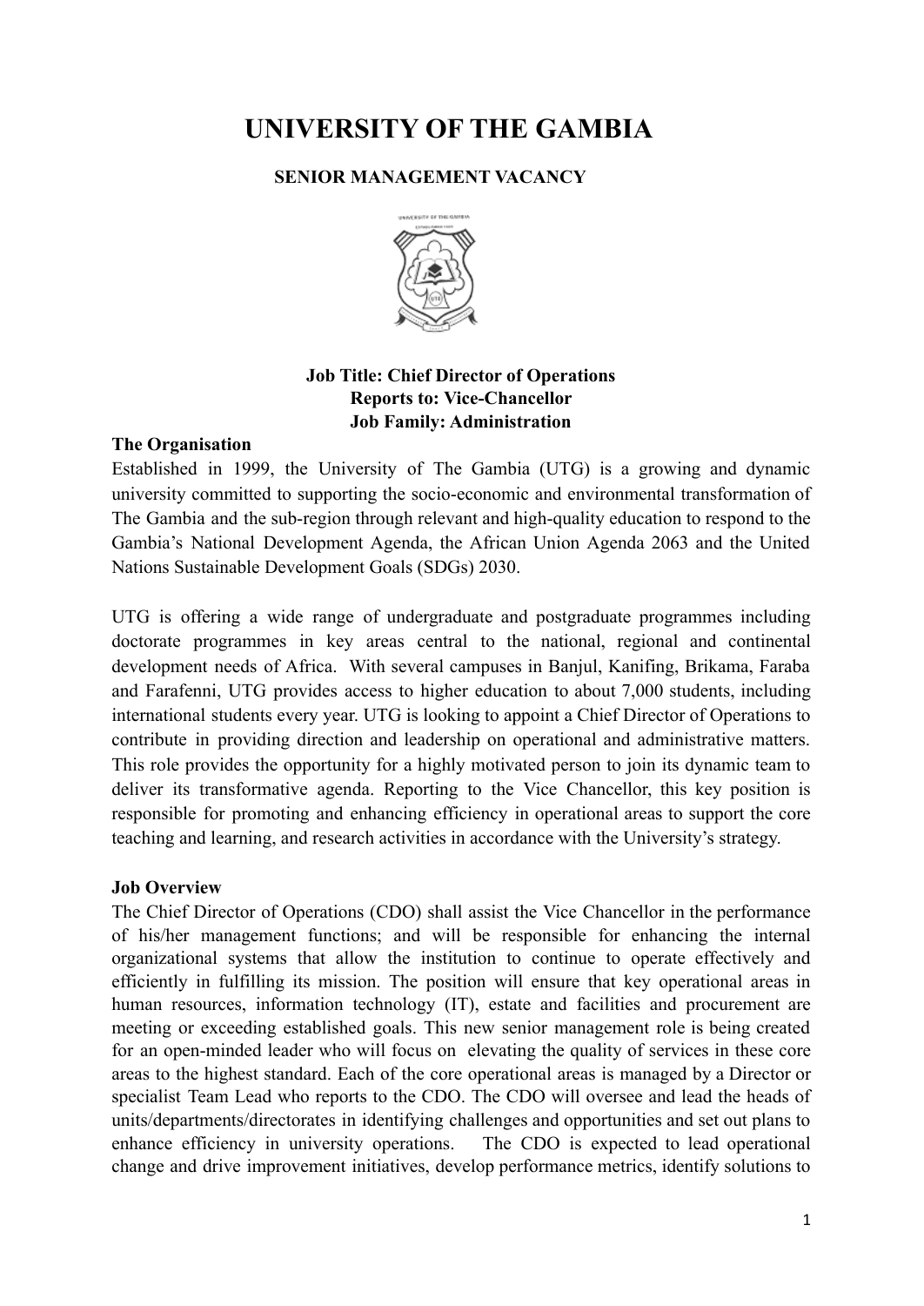# UNIVERSITY OF THE GAMBIA

## SENIOR MANAGEMENT VACANCY

**Job Title: Chief Director of Operations**
**Reports to: Vice-Chancellor**
**Job Family: Administration**

**The Organisation**

Established in 1999, the University of The Gambia (UTG) is a growing and dynamic university committed to supporting the socio-economic and environmental transformation of The Gambia and the sub-region through relevant and high-quality education to respond to the Gambia's National Development Agenda, the African Union Agenda 2063 and the United Nations Sustainable Development Goals (SDGs) 2030.

UTG is offering a wide range of undergraduate and postgraduate programmes including doctorate programmes in key areas central to the national, regional and continental development needs of Africa. With several campuses in Banjul, Kanifing, Brikama, Faraba and Farafenni, UTG provides access to higher education to about 7,000 students, including international students every year. UTG is looking to appoint a Chief Director of Operations to contribute in providing direction and leadership on operational and administrative matters. This role provides the opportunity for a highly motivated person to join its dynamic team to deliver its transformative agenda. Reporting to the Vice Chancellor, this key position is responsible for promoting and enhancing efficiency in operational areas to support the core teaching and learning, and research activities in accordance with the University's strategy.

**Job Overview**

The Chief Director of Operations (CDO) shall assist the Vice Chancellor in the performance of his/her management functions; and will be responsible for enhancing the internal organizational systems that allow the institution to continue to operate effectively and efficiently in fulfilling its mission. The position will ensure that key operational areas in human resources, information technology (IT), estate and facilities and procurement are meeting or exceeding established goals. This new senior management role is being created for an open-minded leader who will focus on elevating the quality of services in these core areas to the highest standard. Each of the core operational areas is managed by a Director or specialist Team Lead who reports to the CDO. The CDO will oversee and lead the heads of units/departments/directorates in identifying challenges and opportunities and set out plans to enhance efficiency in university operations. The CDO is expected to lead operational change and drive improvement initiatives, develop performance metrics, identify solutions to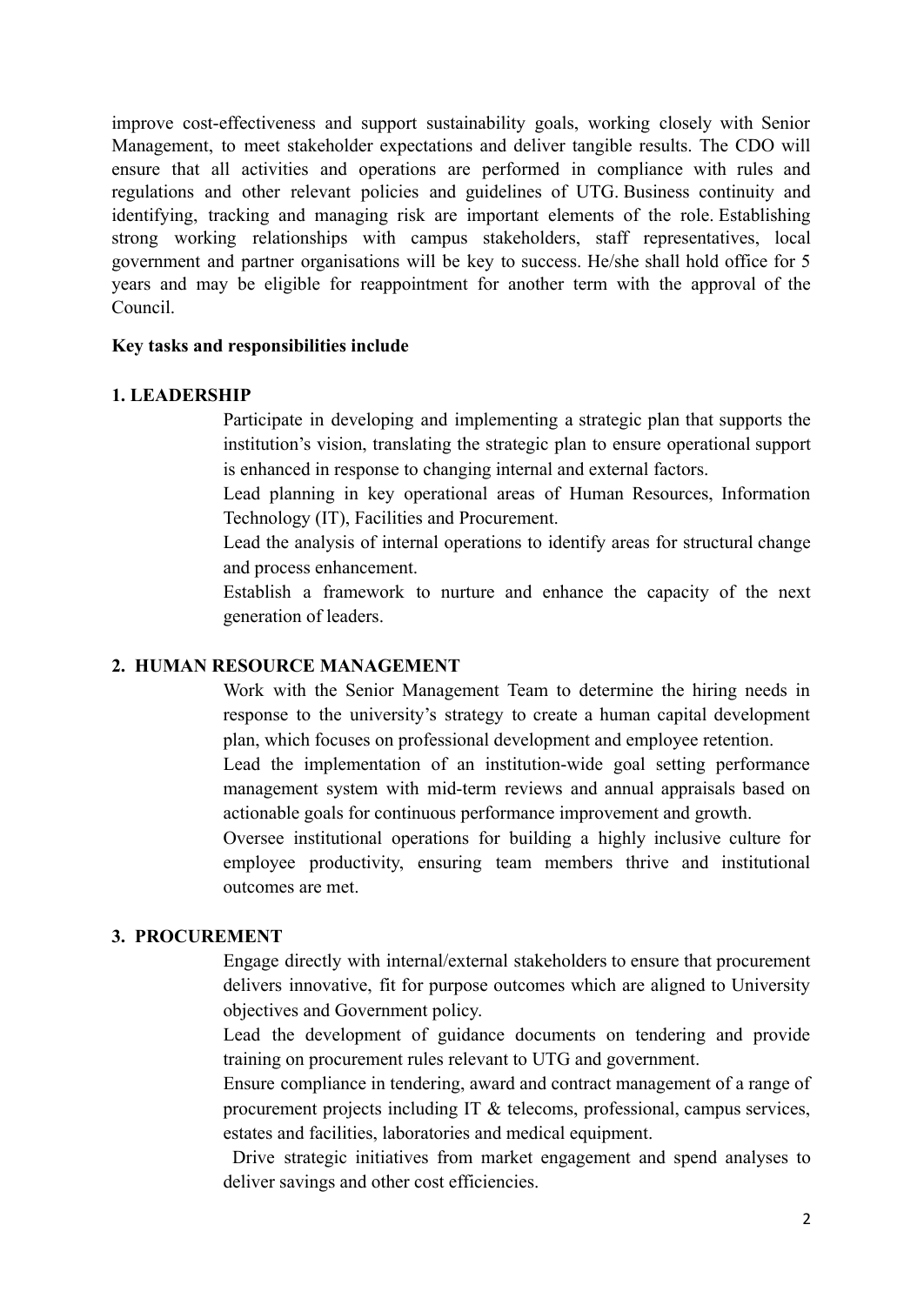improve cost-effectiveness and support sustainability goals, working closely with Senior Management, to meet stakeholder expectations and deliver tangible results. The CDO will ensure that all activities and operations are performed in compliance with rules and regulations and other relevant policies and guidelines of UTG. Business continuity and identifying, tracking and managing risk are important elements of the role. Establishing strong working relationships with campus stakeholders, staff representatives, local government and partner organisations will be key to success. He/she shall hold office for 5 years and may be eligible for reappointment for another term with the approval of the Council.

**Key tasks and responsibilities include**

**1. LEADERSHIP**

Participate in developing and implementing a strategic plan that supports the institution's vision, translating the strategic plan to ensure operational support is enhanced in response to changing internal and external factors.

Lead planning in key operational areas of Human Resources, Information Technology (IT), Facilities and Procurement.

Lead the analysis of internal operations to identify areas for structural change and process enhancement.

Establish a framework to nurture and enhance the capacity of the next generation of leaders.

**2. HUMAN RESOURCE MANAGEMENT**

Work with the Senior Management Team to determine the hiring needs in response to the university's strategy to create a human capital development plan, which focuses on professional development and employee retention.

Lead the implementation of an institution-wide goal setting performance management system with mid-term reviews and annual appraisals based on actionable goals for continuous performance improvement and growth.

Oversee institutional operations for building a highly inclusive culture for employee productivity, ensuring team members thrive and institutional outcomes are met.

**3. PROCUREMENT**

Engage directly with internal/external stakeholders to ensure that procurement delivers innovative, fit for purpose outcomes which are aligned to University objectives and Government policy.

Lead the development of guidance documents on tendering and provide training on procurement rules relevant to UTG and government.

Ensure compliance in tendering, award and contract management of a range of procurement projects including IT & telecoms, professional, campus services, estates and facilities, laboratories and medical equipment.

Drive strategic initiatives from market engagement and spend analyses to deliver savings and other cost efficiencies.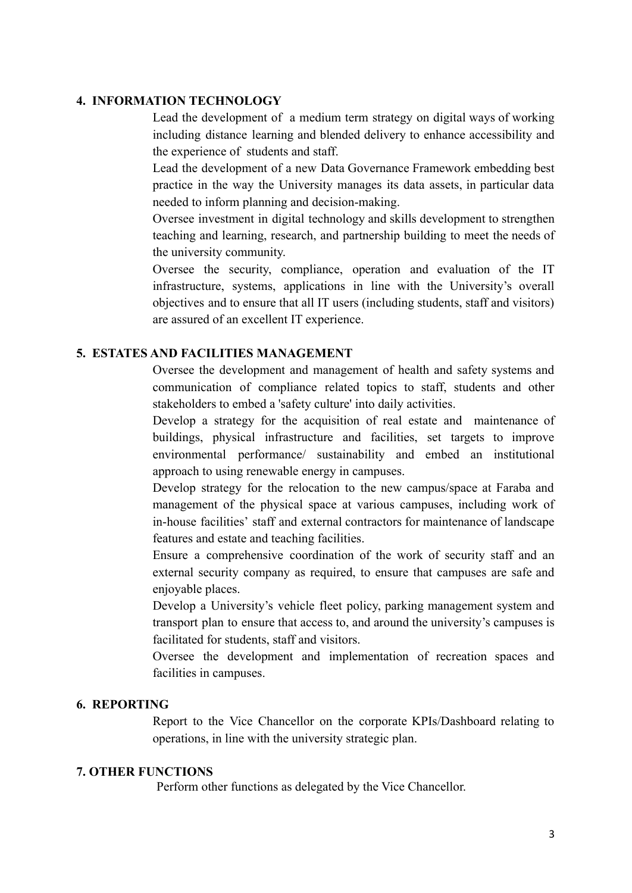## 4. INFORMATION TECHNOLOGY

Lead the development of a medium term strategy on digital ways of working including distance learning and blended delivery to enhance accessibility and the experience of students and staff.

Lead the development of a new Data Governance Framework embedding best practice in the way the University manages its data assets, in particular data needed to inform planning and decision-making.

Oversee investment in digital technology and skills development to strengthen teaching and learning, research, and partnership building to meet the needs of the university community.

Oversee the security, compliance, operation and evaluation of the IT infrastructure, systems, applications in line with the University's overall objectives and to ensure that all IT users (including students, staff and visitors) are assured of an excellent IT experience.

## 5. ESTATES AND FACILITIES MANAGEMENT

Oversee the development and management of health and safety systems and communication of compliance related topics to staff, students and other stakeholders to embed a 'safety culture' into daily activities.

Develop a strategy for the acquisition of real estate and maintenance of buildings, physical infrastructure and facilities, set targets to improve environmental performance/ sustainability and embed an institutional approach to using renewable energy in campuses.

Develop strategy for the relocation to the new campus/space at Faraba and management of the physical space at various campuses, including work of in-house facilities' staff and external contractors for maintenance of landscape features and estate and teaching facilities.

Ensure a comprehensive coordination of the work of security staff and an external security company as required, to ensure that campuses are safe and enjoyable places.

Develop a University's vehicle fleet policy, parking management system and transport plan to ensure that access to, and around the university's campuses is facilitated for students, staff and visitors.

Oversee the development and implementation of recreation spaces and facilities in campuses.

## 6. REPORTING

Report to the Vice Chancellor on the corporate KPIs/Dashboard relating to operations, in line with the university strategic plan.

## 7. OTHER FUNCTIONS

Perform other functions as delegated by the Vice Chancellor.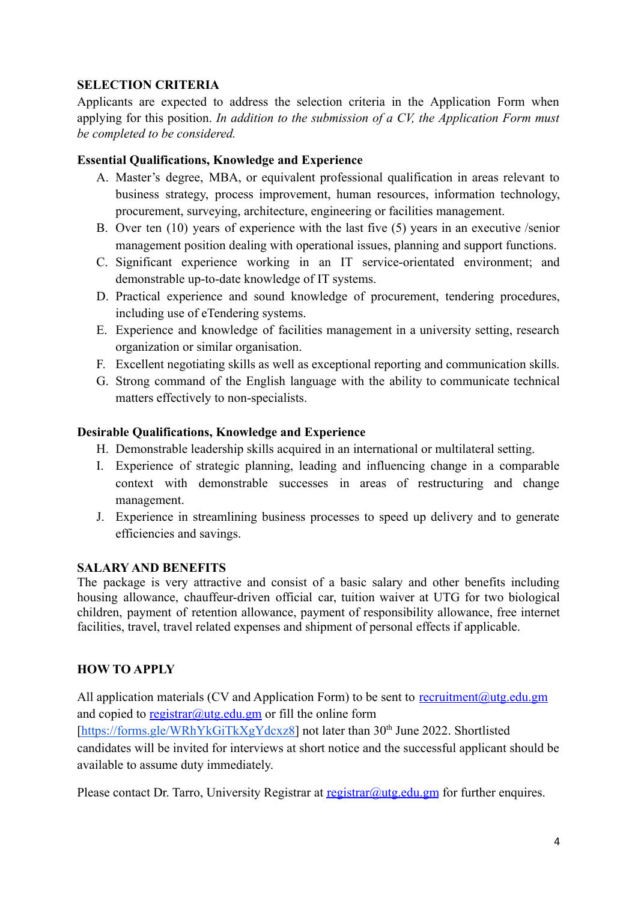**SELECTION CRITERIA**

Applicants are expected to address the selection criteria in the Application Form when applying for this position. *In addition to the submission of a CV, the Application Form must be completed to be considered.*

**Essential Qualifications, Knowledge and Experience**

A. Master's degree, MBA, or equivalent professional qualification in areas relevant to business strategy, process improvement, human resources, information technology, procurement, surveying, architecture, engineering or facilities management.

B. Over ten (10) years of experience with the last five (5) years in an executive /senior management position dealing with operational issues, planning and support functions.

C. Significant experience working in an IT service-orientated environment; and demonstrable up-to-date knowledge of IT systems.

D. Practical experience and sound knowledge of procurement, tendering procedures, including use of eTendering systems.

E. Experience and knowledge of facilities management in a university setting, research organization or similar organisation.

F. Excellent negotiating skills as well as exceptional reporting and communication skills.

G. Strong command of the English language with the ability to communicate technical matters effectively to non-specialists.

**Desirable Qualifications, Knowledge and Experience**

H. Demonstrable leadership skills acquired in an international or multilateral setting.

I. Experience of strategic planning, leading and influencing change in a comparable context with demonstrable successes in areas of restructuring and change management.

J. Experience in streamlining business processes to speed up delivery and to generate efficiencies and savings.

**SALARY AND BENEFITS**

The package is very attractive and consist of a basic salary and other benefits including housing allowance, chauffeur-driven official car, tuition waiver at UTG for two biological children, payment of retention allowance, payment of responsibility allowance, free internet facilities, travel, travel related expenses and shipment of personal effects if applicable.

**HOW TO APPLY**

All application materials (CV and Application Form) to be sent to recruitment@utg.edu.gm and copied to registrar@utg.edu.gm or fill the online form [https://forms.gle/WRhYkGiTkXgYdcxz8] not later than 30th June 2022. Shortlisted candidates will be invited for interviews at short notice and the successful applicant should be available to assume duty immediately.

Please contact Dr. Tarro, University Registrar at registrar@utg.edu.gm for further enquires.